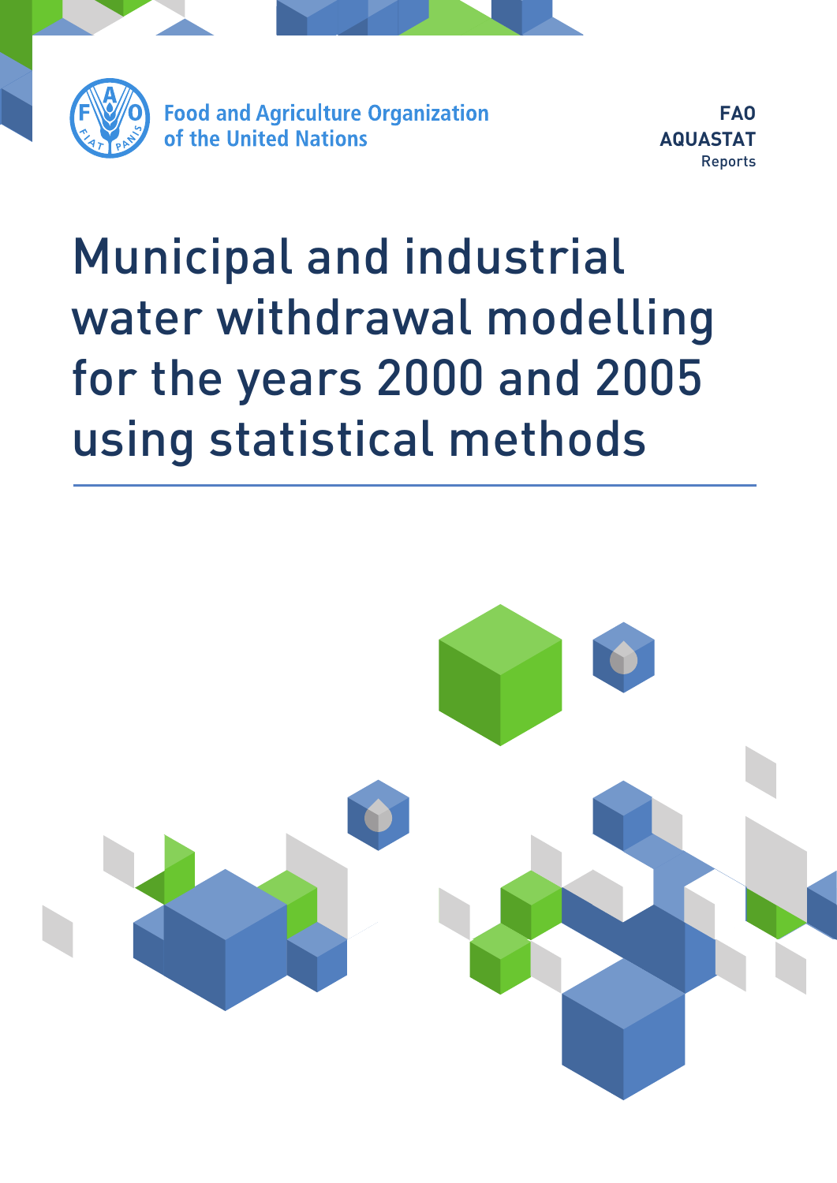Food and Agriculture Organization of the United Nations

FAO AQUASTAT Reports

# Municipal and industrial water withdrawal modelling for the years 2000 and 2005 using statistical methods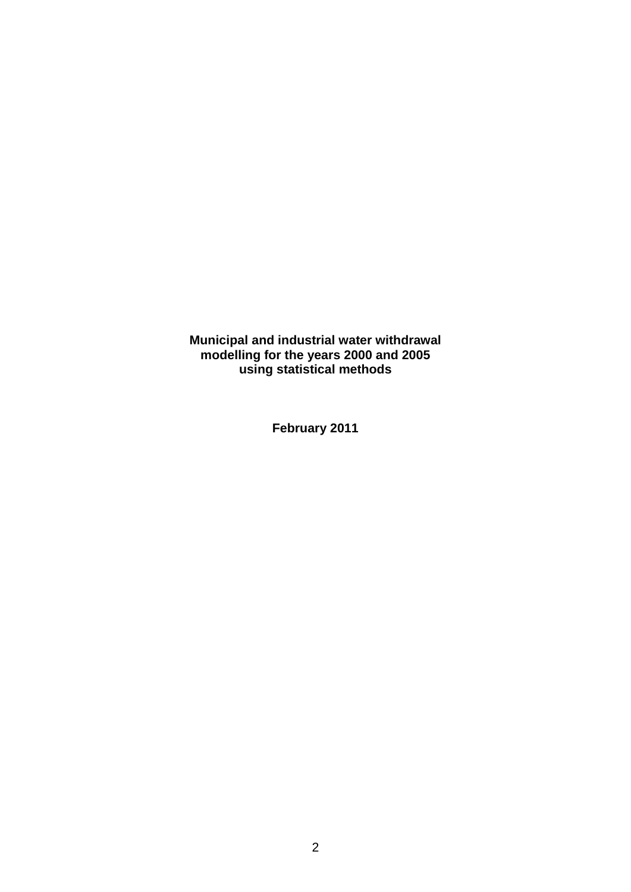**Municipal and industrial water withdrawal modelling for the years 2000 and 2005 using statistical methods**

**February 2011**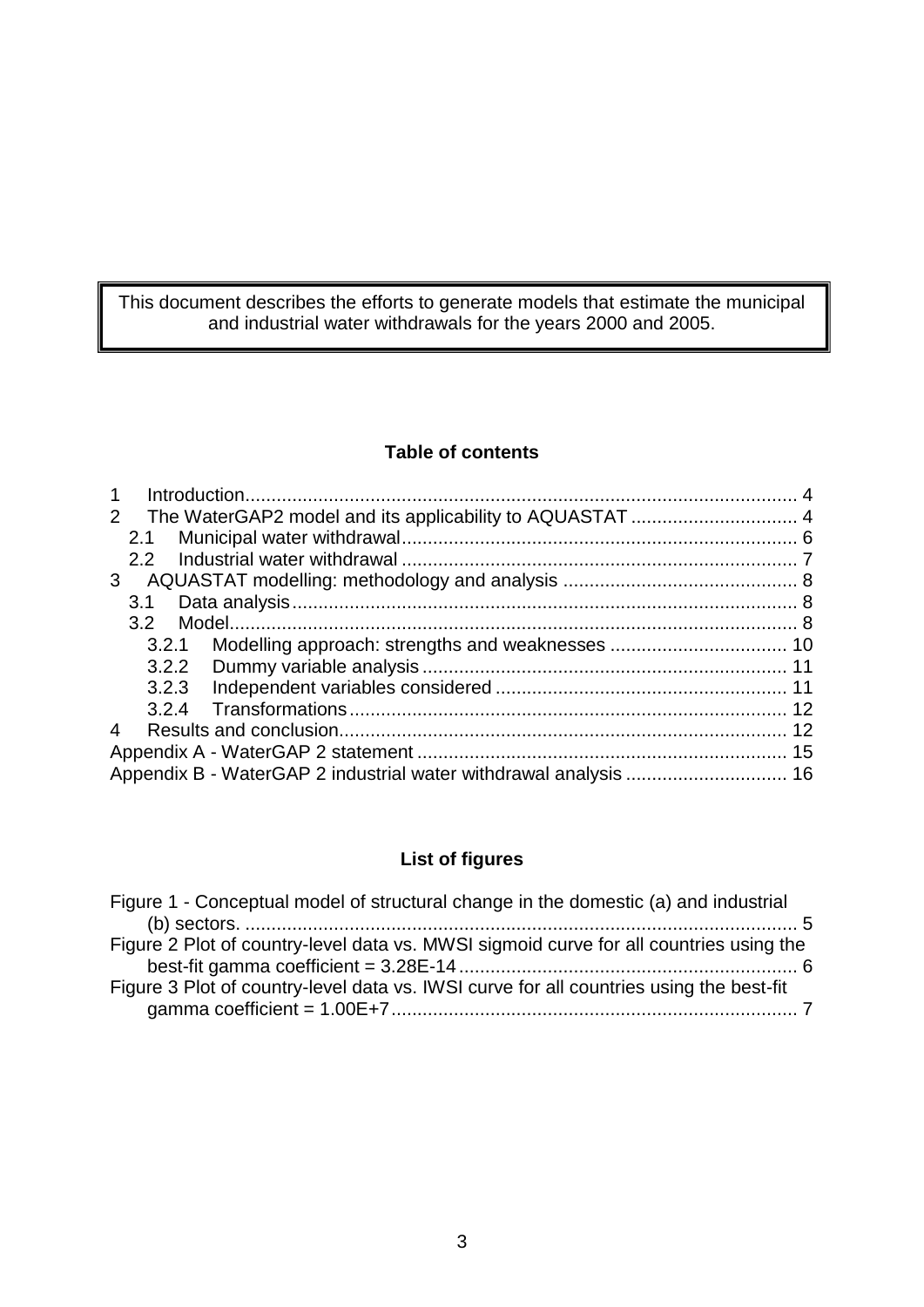This document describes the efforts to generate models that estimate the municipal and industrial water withdrawals for the years 2000 and 2005.

**Table of contents**

1 Introduction .......... 4
2 The WaterGAP2 model and its applicability to AQUASTAT .......... 4
  2.1 Municipal water withdrawal .......... 6
  2.2 Industrial water withdrawal .......... 7
3 AQUASTAT modelling: methodology and analysis .......... 8
  3.1 Data analysis .......... 8
  3.2 Model .......... 8
    3.2.1 Modelling approach: strengths and weaknesses .......... 10
    3.2.2 Dummy variable analysis .......... 11
    3.2.3 Independent variables considered .......... 11
    3.2.4 Transformations .......... 12
4 Results and conclusion .......... 12
Appendix A - WaterGAP 2 statement .......... 15
Appendix B - WaterGAP 2 industrial water withdrawal analysis .......... 16

**List of figures**

Figure 1 - Conceptual model of structural change in the domestic (a) and industrial (b) sectors. .......... 5
Figure 2 Plot of country-level data vs. MWSI sigmoid curve for all countries using the best-fit gamma coefficient = 3.28E-14 .......... 6
Figure 3 Plot of country-level data vs. IWSI curve for all countries using the best-fit gamma coefficient = 1.00E+7 .......... 7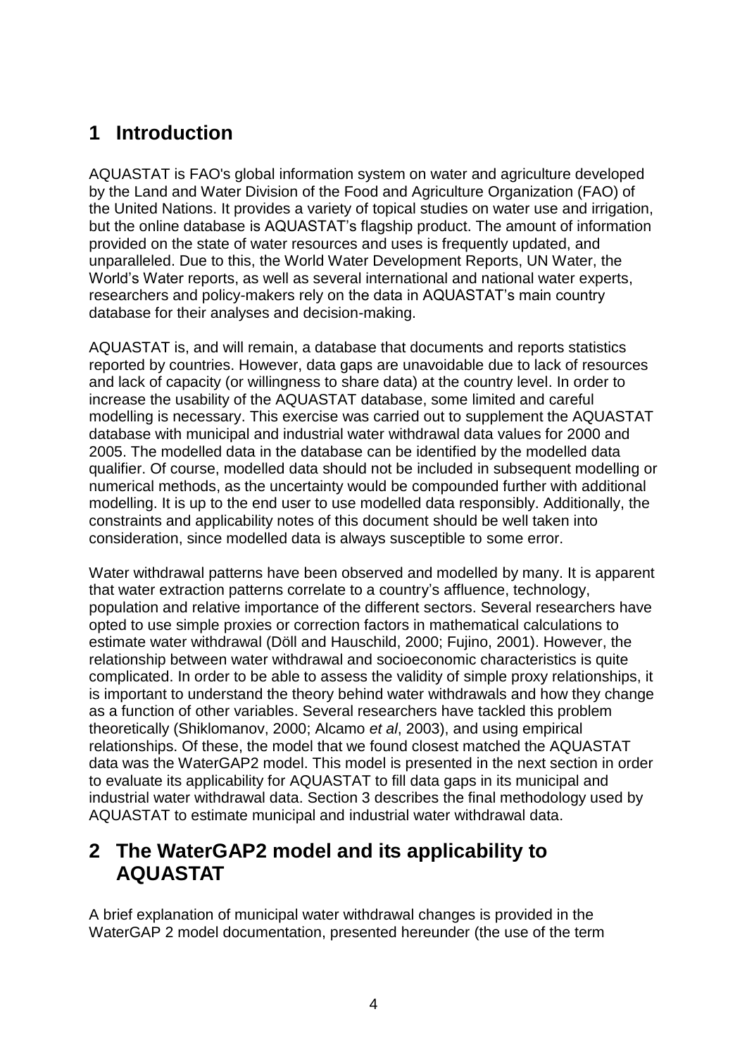# 1 Introduction

AQUASTAT is FAO's global information system on water and agriculture developed by the Land and Water Division of the Food and Agriculture Organization (FAO) of the United Nations. It provides a variety of topical studies on water use and irrigation, but the online database is AQUASTAT's flagship product. The amount of information provided on the state of water resources and uses is frequently updated, and unparalleled. Due to this, the World Water Development Reports, UN Water, the World's Water reports, as well as several international and national water experts, researchers and policy-makers rely on the data in AQUASTAT's main country database for their analyses and decision-making.

AQUASTAT is, and will remain, a database that documents and reports statistics reported by countries. However, data gaps are unavoidable due to lack of resources and lack of capacity (or willingness to share data) at the country level. In order to increase the usability of the AQUASTAT database, some limited and careful modelling is necessary. This exercise was carried out to supplement the AQUASTAT database with municipal and industrial water withdrawal data values for 2000 and 2005. The modelled data in the database can be identified by the modelled data qualifier. Of course, modelled data should not be included in subsequent modelling or numerical methods, as the uncertainty would be compounded further with additional modelling. It is up to the end user to use modelled data responsibly. Additionally, the constraints and applicability notes of this document should be well taken into consideration, since modelled data is always susceptible to some error.

Water withdrawal patterns have been observed and modelled by many. It is apparent that water extraction patterns correlate to a country's affluence, technology, population and relative importance of the different sectors. Several researchers have opted to use simple proxies or correction factors in mathematical calculations to estimate water withdrawal (Döll and Hauschild, 2000; Fujino, 2001). However, the relationship between water withdrawal and socioeconomic characteristics is quite complicated. In order to be able to assess the validity of simple proxy relationships, it is important to understand the theory behind water withdrawals and how they change as a function of other variables. Several researchers have tackled this problem theoretically (Shiklomanov, 2000; Alcamo *et al*, 2003), and using empirical relationships. Of these, the model that we found closest matched the AQUASTAT data was the WaterGAP2 model. This model is presented in the next section in order to evaluate its applicability for AQUASTAT to fill data gaps in its municipal and industrial water withdrawal data. Section 3 describes the final methodology used by AQUASTAT to estimate municipal and industrial water withdrawal data.

# 2 The WaterGAP2 model and its applicability to AQUASTAT

A brief explanation of municipal water withdrawal changes is provided in the WaterGAP 2 model documentation, presented hereunder (the use of the term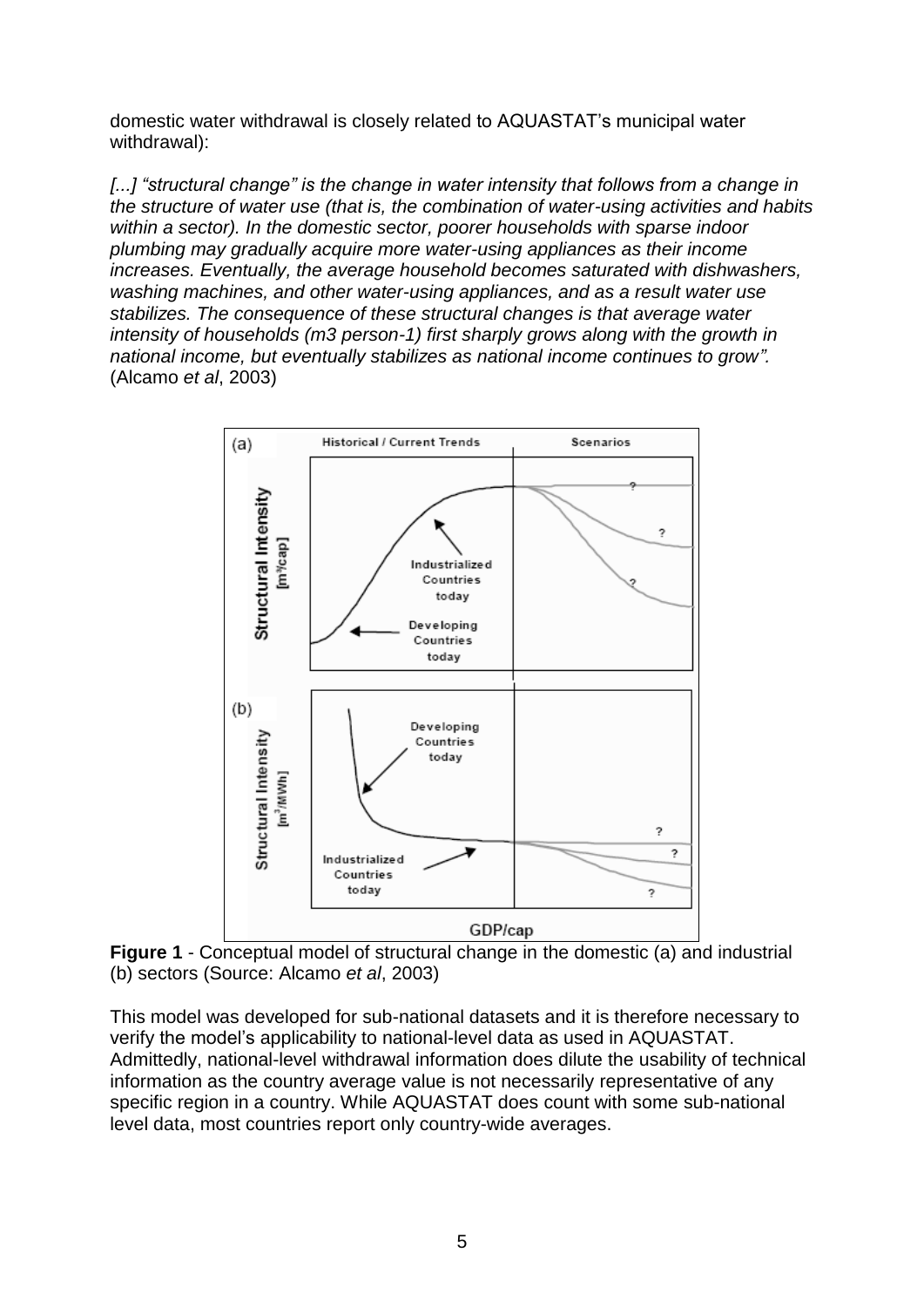domestic water withdrawal is closely related to AQUASTAT's municipal water withdrawal):

*[...] "structural change" is the change in water intensity that follows from a change in the structure of water use (that is, the combination of water-using activities and habits within a sector). In the domestic sector, poorer households with sparse indoor plumbing may gradually acquire more water-using appliances as their income increases. Eventually, the average household becomes saturated with dishwashers, washing machines, and other water-using appliances, and as a result water use stabilizes. The consequence of these structural changes is that average water intensity of households (m3 person-1) first sharply grows along with the growth in national income, but eventually stabilizes as national income continues to grow".* (Alcamo *et al*, 2003)

**Figure 1** - Conceptual model of structural change in the domestic (a) and industrial (b) sectors (Source: Alcamo *et al*, 2003)

This model was developed for sub-national datasets and it is therefore necessary to verify the model's applicability to national-level data as used in AQUASTAT. Admittedly, national-level withdrawal information does dilute the usability of technical information as the country average value is not necessarily representative of any specific region in a country. While AQUASTAT does count with some sub-national level data, most countries report only country-wide averages.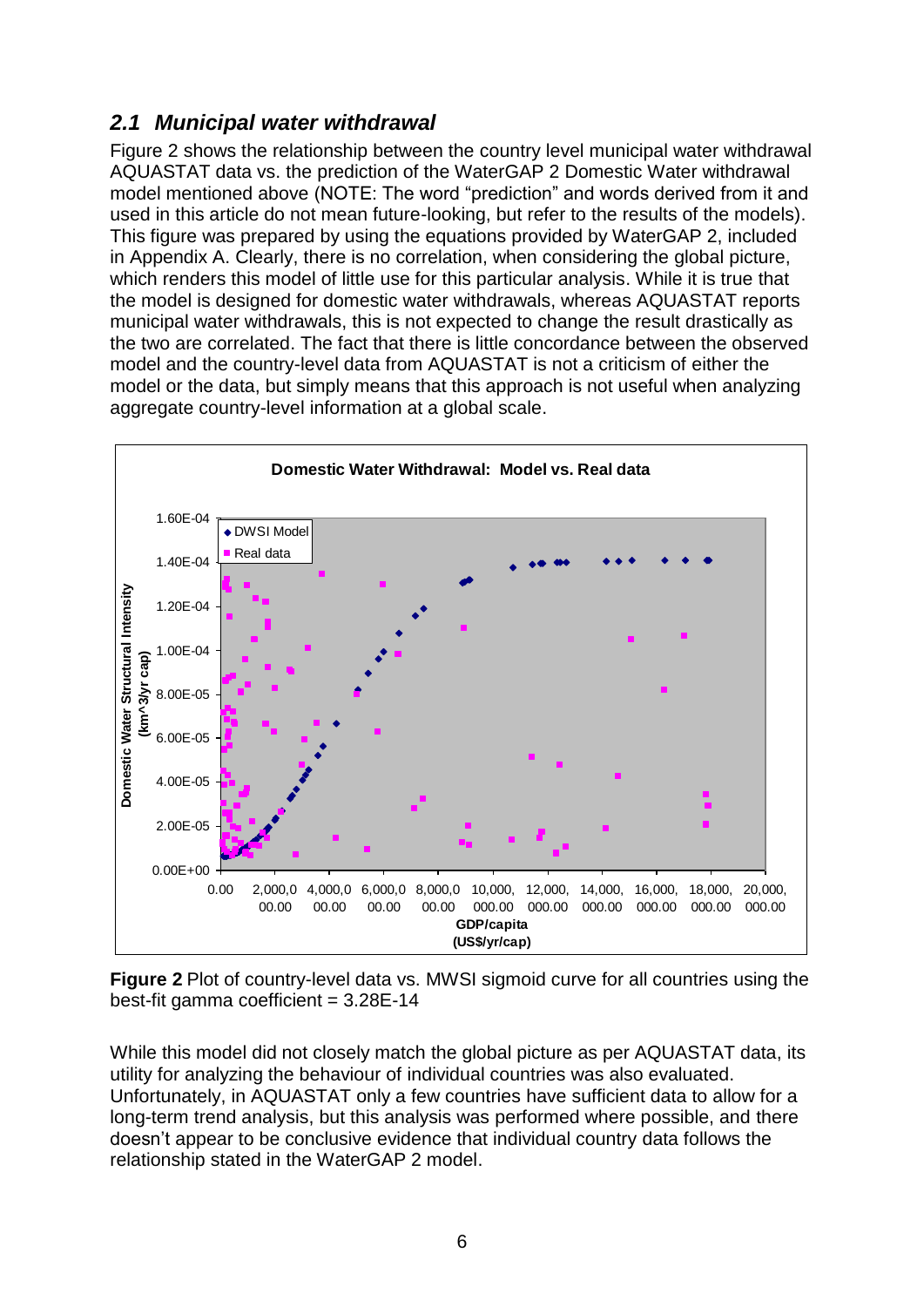### 2.1 *Municipal water withdrawal*

Figure 2 shows the relationship between the country level municipal water withdrawal AQUASTAT data vs. the prediction of the WaterGAP 2 Domestic Water withdrawal model mentioned above (NOTE: The word “prediction” and words derived from it and used in this article do not mean future-looking, but refer to the results of the models). This figure was prepared by using the equations provided by WaterGAP 2, included in Appendix A. Clearly, there is no correlation, when considering the global picture, which renders this model of little use for this particular analysis. While it is true that the model is designed for domestic water withdrawals, whereas AQUASTAT reports municipal water withdrawals, this is not expected to change the result drastically as the two are correlated. The fact that there is little concordance between the observed model and the country-level data from AQUASTAT is not a criticism of either the model or the data, but simply means that this approach is not useful when analyzing aggregate country-level information at a global scale.

**Figure 2** Plot of country-level data vs. MWSI sigmoid curve for all countries using the best-fit gamma coefficient = 3.28E-14

While this model did not closely match the global picture as per AQUASTAT data, its utility for analyzing the behaviour of individual countries was also evaluated. Unfortunately, in AQUASTAT only a few countries have sufficient data to allow for a long-term trend analysis, but this analysis was performed where possible, and there doesn’t appear to be conclusive evidence that individual country data follows the relationship stated in the WaterGAP 2 model.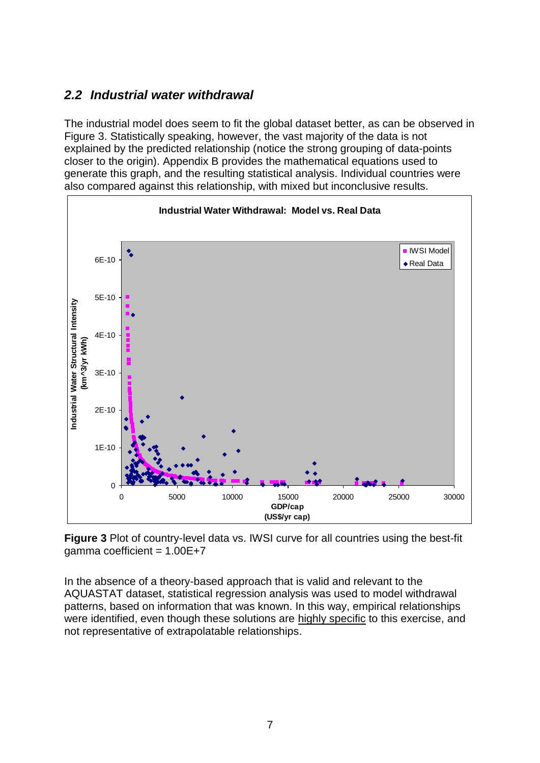## 2.2 Industrial water withdrawal

The industrial model does seem to fit the global dataset better, as can be observed in Figure 3. Statistically speaking, however, the vast majority of the data is not explained by the predicted relationship (notice the strong grouping of data-points closer to the origin). Appendix B provides the mathematical equations used to generate this graph, and the resulting statistical analysis. Individual countries were also compared against this relationship, with mixed but inconclusive results.

**Figure 3** Plot of country-level data vs. IWSI curve for all countries using the best-fit gamma coefficient = 1.00E+7

In the absence of a theory-based approach that is valid and relevant to the AQUASTAT dataset, statistical regression analysis was used to model withdrawal patterns, based on information that was known. In this way, empirical relationships were identified, even though these solutions are highly specific to this exercise, and not representative of extrapolatable relationships.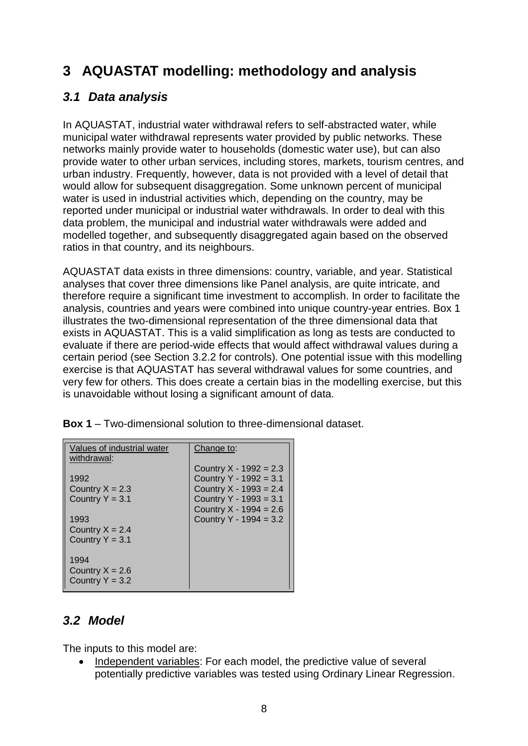# 3 AQUASTAT modelling: methodology and analysis

## *3.1 Data analysis*

In AQUASTAT, industrial water withdrawal refers to self-abstracted water, while municipal water withdrawal represents water provided by public networks. These networks mainly provide water to households (domestic water use), but can also provide water to other urban services, including stores, markets, tourism centres, and urban industry. Frequently, however, data is not provided with a level of detail that would allow for subsequent disaggregation. Some unknown percent of municipal water is used in industrial activities which, depending on the country, may be reported under municipal or industrial water withdrawals. In order to deal with this data problem, the municipal and industrial water withdrawals were added and modelled together, and subsequently disaggregated again based on the observed ratios in that country, and its neighbours.

AQUASTAT data exists in three dimensions: country, variable, and year. Statistical analyses that cover three dimensions like Panel analysis, are quite intricate, and therefore require a significant time investment to accomplish. In order to facilitate the analysis, countries and years were combined into unique country-year entries. Box 1 illustrates the two-dimensional representation of the three dimensional data that exists in AQUASTAT. This is a valid simplification as long as tests are conducted to evaluate if there are period-wide effects that would affect withdrawal values during a certain period (see Section 3.2.2 for controls). One potential issue with this modelling exercise is that AQUASTAT has several withdrawal values for some countries, and very few for others. This does create a certain bias in the modelling exercise, but this is unavoidable without losing a significant amount of data.

**Box 1** – Two-dimensional solution to three-dimensional dataset.

| Values of industrial water withdrawal: | Change to: |
|---|---|
| 1992<br>Country X = 2.3<br>Country Y = 3.1<br><br>1993<br>Country X = 2.4<br>Country Y = 3.1<br><br>1994<br>Country X = 2.6<br>Country Y = 3.2 | Country X - 1992 = 2.3<br>Country Y - 1992 = 3.1<br>Country X - 1993 = 2.4<br>Country Y - 1993 = 3.1<br>Country X - 1994 = 2.6<br>Country Y - 1994 = 3.2 |

## *3.2 Model*

The inputs to this model are:

- Independent variables: For each model, the predictive value of several potentially predictive variables was tested using Ordinary Linear Regression.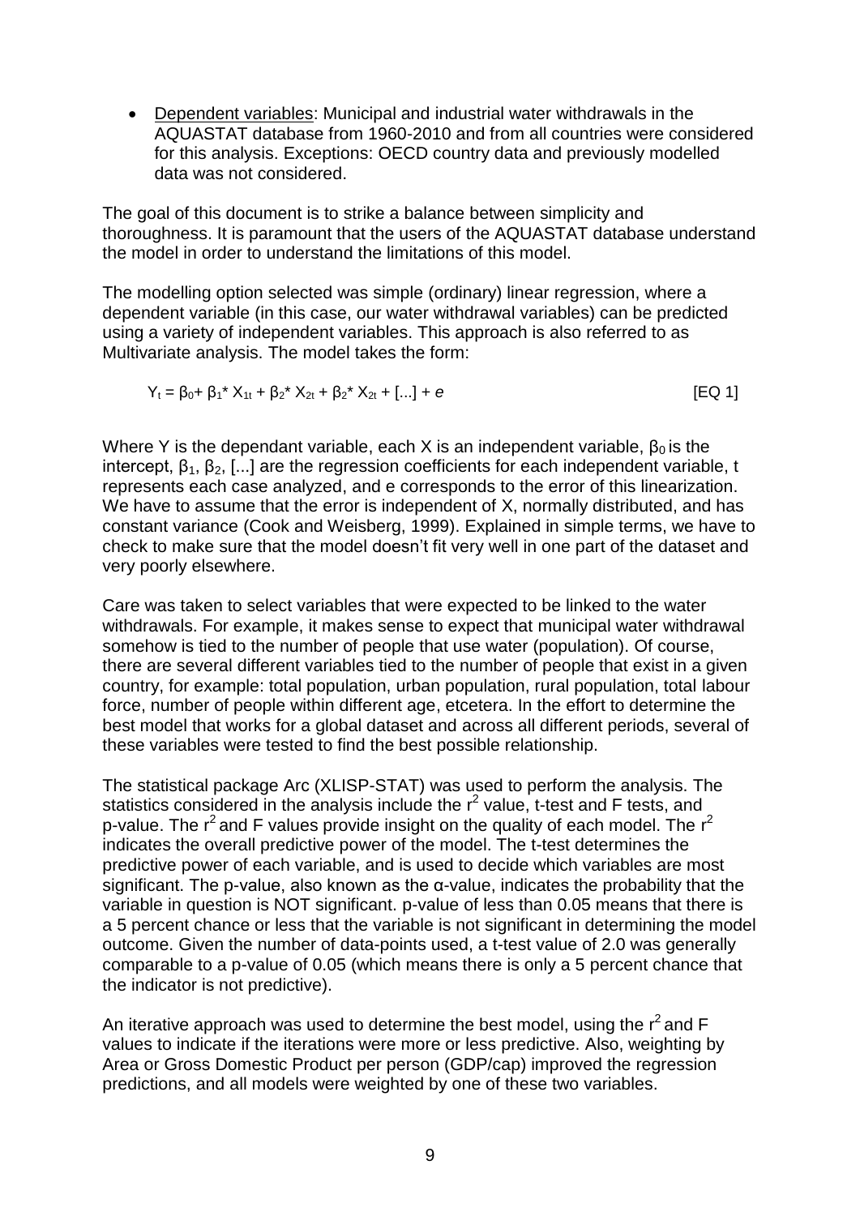- Dependent variables: Municipal and industrial water withdrawals in the AQUASTAT database from 1960-2010 and from all countries were considered for this analysis. Exceptions: OECD country data and previously modelled data was not considered.

The goal of this document is to strike a balance between simplicity and thoroughness. It is paramount that the users of the AQUASTAT database understand the model in order to understand the limitations of this model.

The modelling option selected was simple (ordinary) linear regression, where a dependent variable (in this case, our water withdrawal variables) can be predicted using a variety of independent variables. This approach is also referred to as Multivariate analysis. The model takes the form:

$$Y_t = \beta_0 + \beta_1 * X_{1t} + \beta_2 * X_{2t} + \beta_2 * X_{2t} + [...] + e \qquad \text{[EQ 1]}$$

Where Y is the dependant variable, each X is an independent variable, $\beta_0$ is the intercept, $\beta_1$, $\beta_2$, [...] are the regression coefficients for each independent variable, t represents each case analyzed, and e corresponds to the error of this linearization. We have to assume that the error is independent of X, normally distributed, and has constant variance (Cook and Weisberg, 1999). Explained in simple terms, we have to check to make sure that the model doesn't fit very well in one part of the dataset and very poorly elsewhere.

Care was taken to select variables that were expected to be linked to the water withdrawals. For example, it makes sense to expect that municipal water withdrawal somehow is tied to the number of people that use water (population). Of course, there are several different variables tied to the number of people that exist in a given country, for example: total population, urban population, rural population, total labour force, number of people within different age, etcetera. In the effort to determine the best model that works for a global dataset and across all different periods, several of these variables were tested to find the best possible relationship.

The statistical package Arc (XLISP-STAT) was used to perform the analysis. The statistics considered in the analysis include the $r^2$ value, t-test and F tests, and p-value. The $r^2$ and F values provide insight on the quality of each model. The $r^2$ indicates the overall predictive power of the model. The t-test determines the predictive power of each variable, and is used to decide which variables are most significant. The p-value, also known as the α-value, indicates the probability that the variable in question is NOT significant. p-value of less than 0.05 means that there is a 5 percent chance or less that the variable is not significant in determining the model outcome. Given the number of data-points used, a t-test value of 2.0 was generally comparable to a p-value of 0.05 (which means there is only a 5 percent chance that the indicator is not predictive).

An iterative approach was used to determine the best model, using the $r^2$ and F values to indicate if the iterations were more or less predictive. Also, weighting by Area or Gross Domestic Product per person (GDP/cap) improved the regression predictions, and all models were weighted by one of these two variables.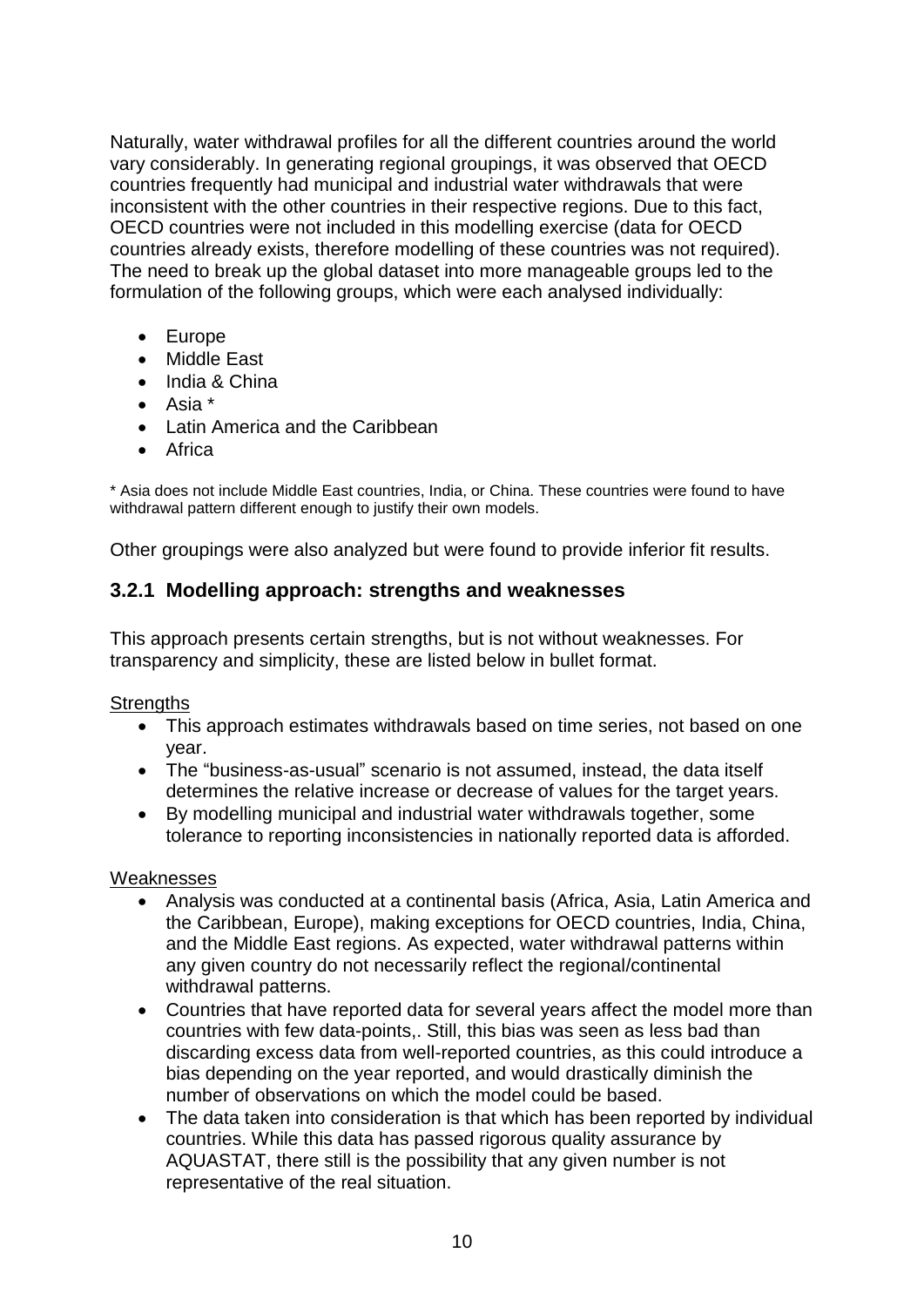Naturally, water withdrawal profiles for all the different countries around the world vary considerably. In generating regional groupings, it was observed that OECD countries frequently had municipal and industrial water withdrawals that were inconsistent with the other countries in their respective regions. Due to this fact, OECD countries were not included in this modelling exercise (data for OECD countries already exists, therefore modelling of these countries was not required). The need to break up the global dataset into more manageable groups led to the formulation of the following groups, which were each analysed individually:

- Europe
- Middle East
- India & China
- Asia *
- Latin America and the Caribbean
- Africa

* Asia does not include Middle East countries, India, or China. These countries were found to have withdrawal pattern different enough to justify their own models.

Other groupings were also analyzed but were found to provide inferior fit results.

### 3.2.1 Modelling approach: strengths and weaknesses

This approach presents certain strengths, but is not without weaknesses. For transparency and simplicity, these are listed below in bullet format.

Strengths

- This approach estimates withdrawals based on time series, not based on one year.
- The "business-as-usual" scenario is not assumed, instead, the data itself determines the relative increase or decrease of values for the target years.
- By modelling municipal and industrial water withdrawals together, some tolerance to reporting inconsistencies in nationally reported data is afforded.

Weaknesses

- Analysis was conducted at a continental basis (Africa, Asia, Latin America and the Caribbean, Europe), making exceptions for OECD countries, India, China, and the Middle East regions. As expected, water withdrawal patterns within any given country do not necessarily reflect the regional/continental withdrawal patterns.
- Countries that have reported data for several years affect the model more than countries with few data-points,. Still, this bias was seen as less bad than discarding excess data from well-reported countries, as this could introduce a bias depending on the year reported, and would drastically diminish the number of observations on which the model could be based.
- The data taken into consideration is that which has been reported by individual countries. While this data has passed rigorous quality assurance by AQUASTAT, there still is the possibility that any given number is not representative of the real situation.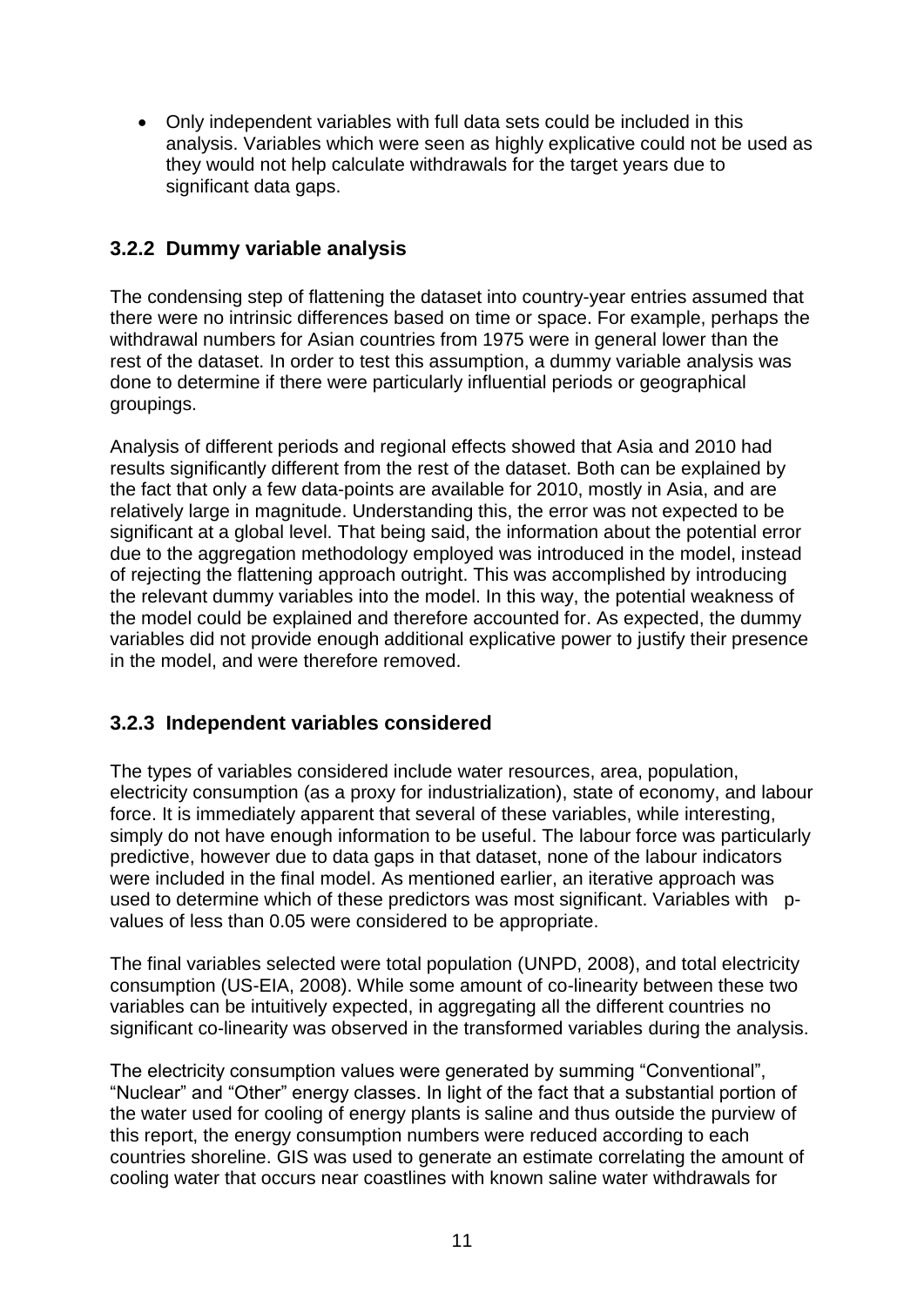- Only independent variables with full data sets could be included in this analysis. Variables which were seen as highly explicative could not be used as they would not help calculate withdrawals for the target years due to significant data gaps.

### 3.2.2 Dummy variable analysis

The condensing step of flattening the dataset into country-year entries assumed that there were no intrinsic differences based on time or space. For example, perhaps the withdrawal numbers for Asian countries from 1975 were in general lower than the rest of the dataset. In order to test this assumption, a dummy variable analysis was done to determine if there were particularly influential periods or geographical groupings.

Analysis of different periods and regional effects showed that Asia and 2010 had results significantly different from the rest of the dataset. Both can be explained by the fact that only a few data-points are available for 2010, mostly in Asia, and are relatively large in magnitude. Understanding this, the error was not expected to be significant at a global level. That being said, the information about the potential error due to the aggregation methodology employed was introduced in the model, instead of rejecting the flattening approach outright. This was accomplished by introducing the relevant dummy variables into the model. In this way, the potential weakness of the model could be explained and therefore accounted for. As expected, the dummy variables did not provide enough additional explicative power to justify their presence in the model, and were therefore removed.

### 3.2.3 Independent variables considered

The types of variables considered include water resources, area, population, electricity consumption (as a proxy for industrialization), state of economy, and labour force. It is immediately apparent that several of these variables, while interesting, simply do not have enough information to be useful. The labour force was particularly predictive, however due to data gaps in that dataset, none of the labour indicators were included in the final model. As mentioned earlier, an iterative approach was used to determine which of these predictors was most significant. Variables with p-values of less than 0.05 were considered to be appropriate.

The final variables selected were total population (UNPD, 2008), and total electricity consumption (US-EIA, 2008). While some amount of co-linearity between these two variables can be intuitively expected, in aggregating all the different countries no significant co-linearity was observed in the transformed variables during the analysis.

The electricity consumption values were generated by summing "Conventional", "Nuclear" and "Other" energy classes. In light of the fact that a substantial portion of the water used for cooling of energy plants is saline and thus outside the purview of this report, the energy consumption numbers were reduced according to each countries shoreline. GIS was used to generate an estimate correlating the amount of cooling water that occurs near coastlines with known saline water withdrawals for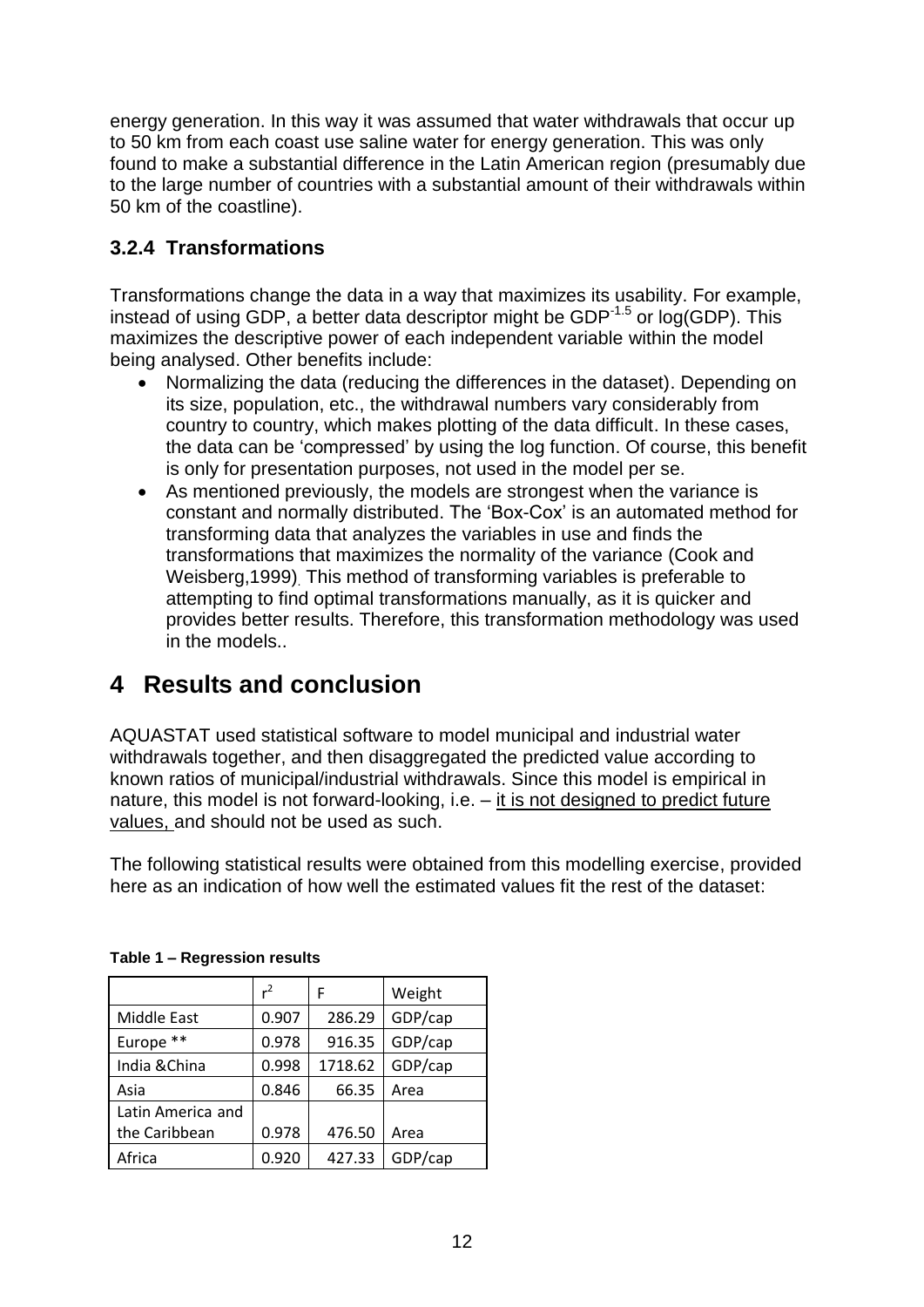energy generation. In this way it was assumed that water withdrawals that occur up to 50 km from each coast use saline water for energy generation. This was only found to make a substantial difference in the Latin American region (presumably due to the large number of countries with a substantial amount of their withdrawals within 50 km of the coastline).

### 3.2.4 Transformations

Transformations change the data in a way that maximizes its usability. For example, instead of using GDP, a better data descriptor might be $GDP^{-1.5}$ or log(GDP). This maximizes the descriptive power of each independent variable within the model being analysed. Other benefits include:

- Normalizing the data (reducing the differences in the dataset). Depending on its size, population, etc., the withdrawal numbers vary considerably from country to country, which makes plotting of the data difficult. In these cases, the data can be 'compressed' by using the log function. Of course, this benefit is only for presentation purposes, not used in the model per se.
- As mentioned previously, the models are strongest when the variance is constant and normally distributed. The 'Box-Cox' is an automated method for transforming data that analyzes the variables in use and finds the transformations that maximizes the normality of the variance (Cook and Weisberg,1999). This method of transforming variables is preferable to attempting to find optimal transformations manually, as it is quicker and provides better results. Therefore, this transformation methodology was used in the models..

# 4 Results and conclusion

AQUASTAT used statistical software to model municipal and industrial water withdrawals together, and then disaggregated the predicted value according to known ratios of municipal/industrial withdrawals. Since this model is empirical in nature, this model is not forward-looking, i.e. – it is not designed to predict future values, and should not be used as such.

The following statistical results were obtained from this modelling exercise, provided here as an indication of how well the estimated values fit the rest of the dataset:

**Table 1 – Regression results**

| | $r^2$ | F | Weight |
|---|---|---|---|
| Middle East | 0.907 | 286.29 | GDP/cap |
| Europe ** | 0.978 | 916.35 | GDP/cap |
| India &China | 0.998 | 1718.62 | GDP/cap |
| Asia | 0.846 | 66.35 | Area |
| Latin America and the Caribbean | 0.978 | 476.50 | Area |
| Africa | 0.920 | 427.33 | GDP/cap |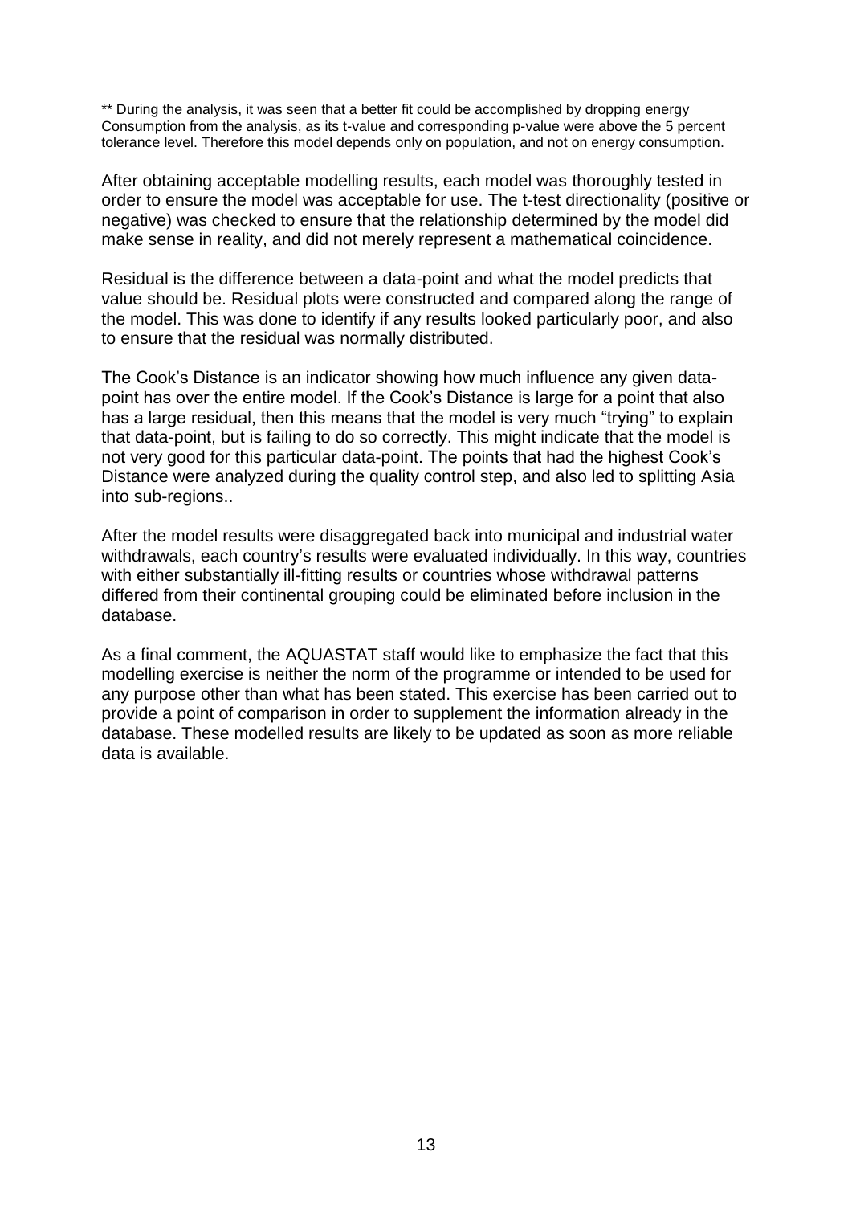** During the analysis, it was seen that a better fit could be accomplished by dropping energy Consumption from the analysis, as its t-value and corresponding p-value were above the 5 percent tolerance level. Therefore this model depends only on population, and not on energy consumption.

After obtaining acceptable modelling results, each model was thoroughly tested in order to ensure the model was acceptable for use. The t-test directionality (positive or negative) was checked to ensure that the relationship determined by the model did make sense in reality, and did not merely represent a mathematical coincidence.

Residual is the difference between a data-point and what the model predicts that value should be. Residual plots were constructed and compared along the range of the model. This was done to identify if any results looked particularly poor, and also to ensure that the residual was normally distributed.

The Cook's Distance is an indicator showing how much influence any given data-point has over the entire model. If the Cook's Distance is large for a point that also has a large residual, then this means that the model is very much "trying" to explain that data-point, but is failing to do so correctly. This might indicate that the model is not very good for this particular data-point. The points that had the highest Cook's Distance were analyzed during the quality control step, and also led to splitting Asia into sub-regions..

After the model results were disaggregated back into municipal and industrial water withdrawals, each country's results were evaluated individually. In this way, countries with either substantially ill-fitting results or countries whose withdrawal patterns differed from their continental grouping could be eliminated before inclusion in the database.

As a final comment, the AQUASTAT staff would like to emphasize the fact that this modelling exercise is neither the norm of the programme or intended to be used for any purpose other than what has been stated. This exercise has been carried out to provide a point of comparison in order to supplement the information already in the database. These modelled results are likely to be updated as soon as more reliable data is available.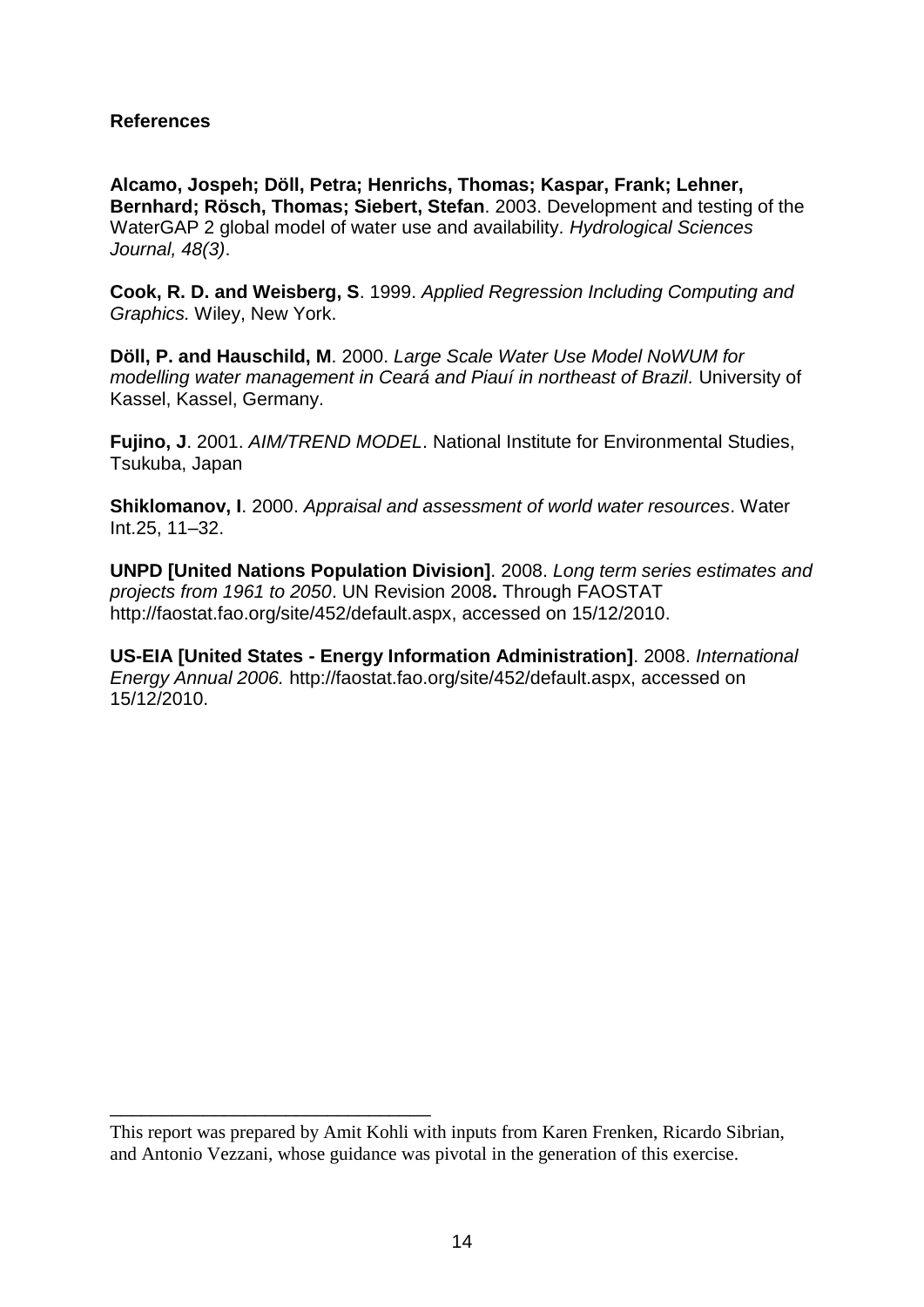**References**

**Alcamo, Jospeh; Döll, Petra; Henrichs, Thomas; Kaspar, Frank; Lehner, Bernhard; Rösch, Thomas; Siebert, Stefan**. 2003. Development and testing of the WaterGAP 2 global model of water use and availability. *Hydrological Sciences Journal, 48(3)*.

**Cook, R. D. and Weisberg, S**. 1999. *Applied Regression Including Computing and Graphics.* Wiley, New York.

**Döll, P. and Hauschild, M**. 2000. *Large Scale Water Use Model NoWUM for modelling water management in Ceará and Piauí in northeast of Brazil.* University of Kassel, Kassel, Germany.

**Fujino, J**. 2001. *AIM/TREND MODEL*. National Institute for Environmental Studies, Tsukuba, Japan

**Shiklomanov, I**. 2000. *Appraisal and assessment of world water resources*. Water Int.25, 11–32.

**UNPD [United Nations Population Division]**. 2008. *Long term series estimates and projects from 1961 to 2050*. UN Revision 2008**.** Through FAOSTAT http://faostat.fao.org/site/452/default.aspx, accessed on 15/12/2010.

**US-EIA [United States - Energy Information Administration]**. 2008. *International Energy Annual 2006.* http://faostat.fao.org/site/452/default.aspx, accessed on 15/12/2010.

---

This report was prepared by Amit Kohli with inputs from Karen Frenken, Ricardo Sibrian, and Antonio Vezzani, whose guidance was pivotal in the generation of this exercise.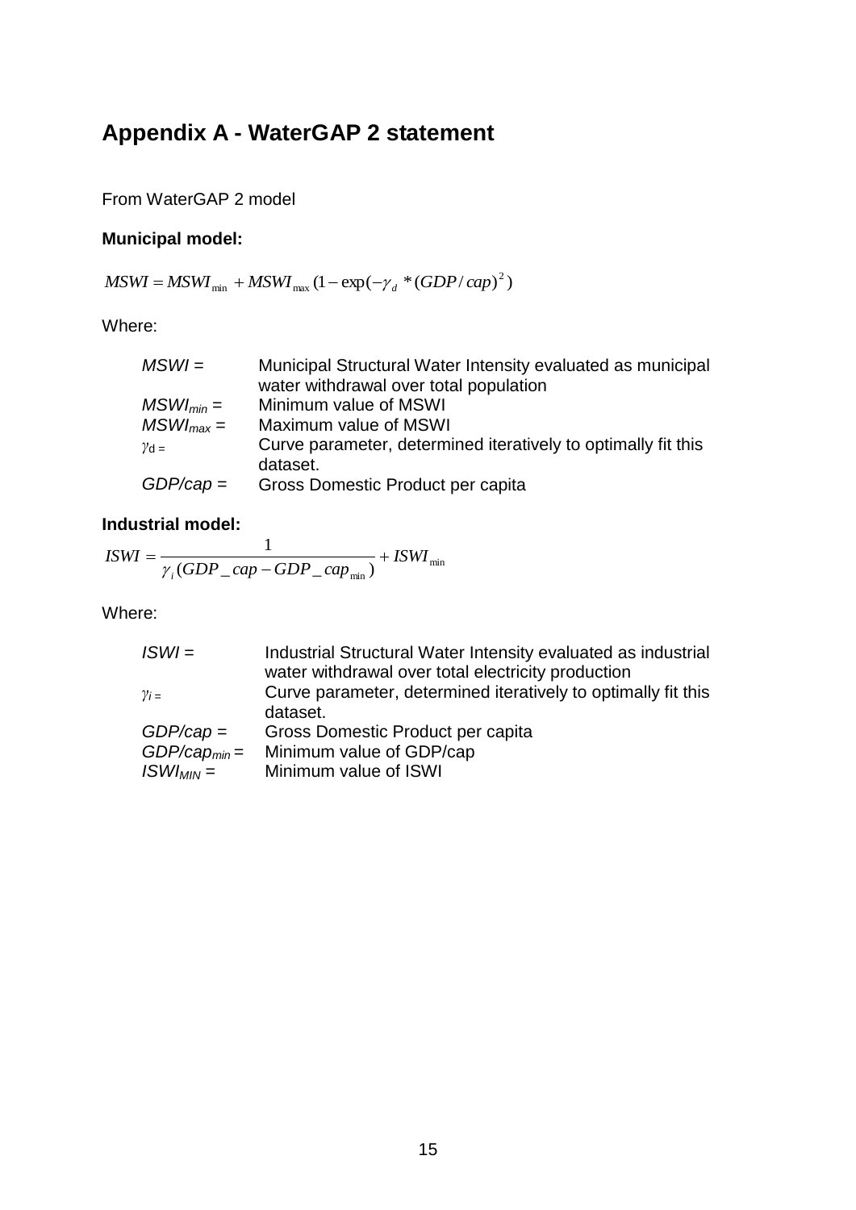# Appendix A - WaterGAP 2 statement

From WaterGAP 2 model

**Municipal model:**

$$MSWI = MSWI_{\min} + MSWI_{\max}(1 - \exp(-\gamma_d * (GDP/cap)^2)$$

Where:

| | |
|---|---|
| $MSWI$ = | Municipal Structural Water Intensity evaluated as municipal water withdrawal over total population |
| $MSWI_{min}$ = | Minimum value of MSWI |
| $MSWI_{max}$ = | Maximum value of MSWI |
| $\gamma_d$ = | Curve parameter, determined iteratively to optimally fit this dataset. |
| $GDP/cap$ = | Gross Domestic Product per capita |

**Industrial model:**

$$ISWI = \frac{1}{\gamma_i(GDP\_cap - GDP\_cap_{\min})} + ISWI_{\min}$$

Where:

| | |
|---|---|
| $ISWI$ = | Industrial Structural Water Intensity evaluated as industrial water withdrawal over total electricity production |
| $\gamma_i$ = | Curve parameter, determined iteratively to optimally fit this dataset. |
| $GDP/cap$ = | Gross Domestic Product per capita |
| $GDP/cap_{min}$ = | Minimum value of GDP/cap |
| $ISWI_{MIN}$ = | Minimum value of ISWI |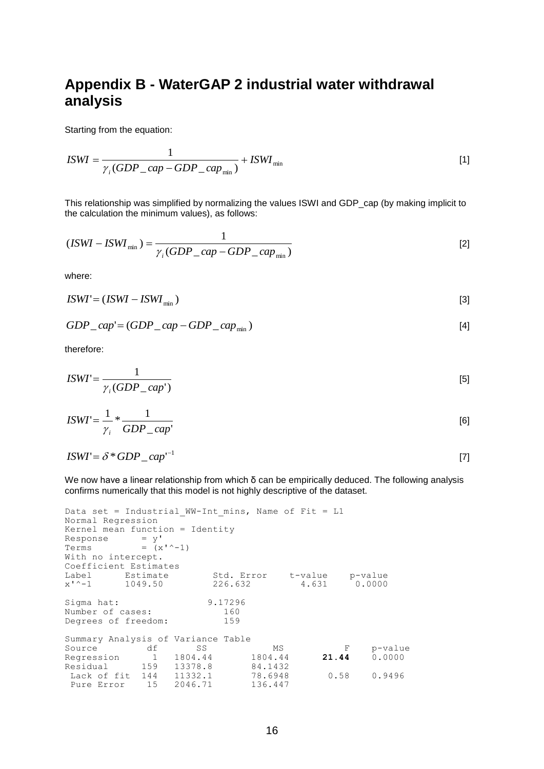# Appendix B - WaterGAP 2 industrial water withdrawal analysis

Starting from the equation:

$$ISWI = \frac{1}{\gamma_i (GDP\_cap - GDP\_cap_{\min})} + ISWI_{\min} \quad [1]$$

This relationship was simplified by normalizing the values ISWI and GDP_cap (by making implicit to the calculation the minimum values), as follows:

$$(ISWI - ISWI_{\min}) = \frac{1}{\gamma_i (GDP\_cap - GDP\_cap_{\min})} \quad [2]$$

where:

$$ISWI' = (ISWI - ISWI_{\min}) \quad [3]$$

$$GDP\_cap' = (GDP\_cap - GDP\_cap_{\min}) \quad [4]$$

therefore:

$$ISWI' = \frac{1}{\gamma_i (GDP\_cap')} \quad [5]$$

$$ISWI' = \frac{1}{\gamma_i} * \frac{1}{GDP\_cap'} \quad [6]$$

$$ISWI' = \delta * GDP\_cap'^{-1} \quad [7]$$

We now have a linear relationship from which δ can be empirically deduced. The following analysis confirms numerically that this model is not highly descriptive of the dataset.

```
Data set = Industrial_WW-Int_mins, Name of Fit = L1
Normal Regression
Kernel mean function = Identity
Response      = y'
Terms         = (x'^-1)
With no intercept.
Coefficient Estimates
Label      Estimate        Std. Error    t-value    p-value
x'^-1      1049.50         226.632         4.631     0.0000

Sigma hat:                9.17296
Number of cases:             160
Degrees of freedom:          159

Summary Analysis of Variance Table
Source         df       SS            MS            F    p-value
Regression      1   1804.44       1804.44       21.44    0.0000
Residual      159   13378.8       84.1432
 Lack of fit  144   11332.1       78.6948        0.58    0.9496
 Pure Error    15   2046.71       136.447
```